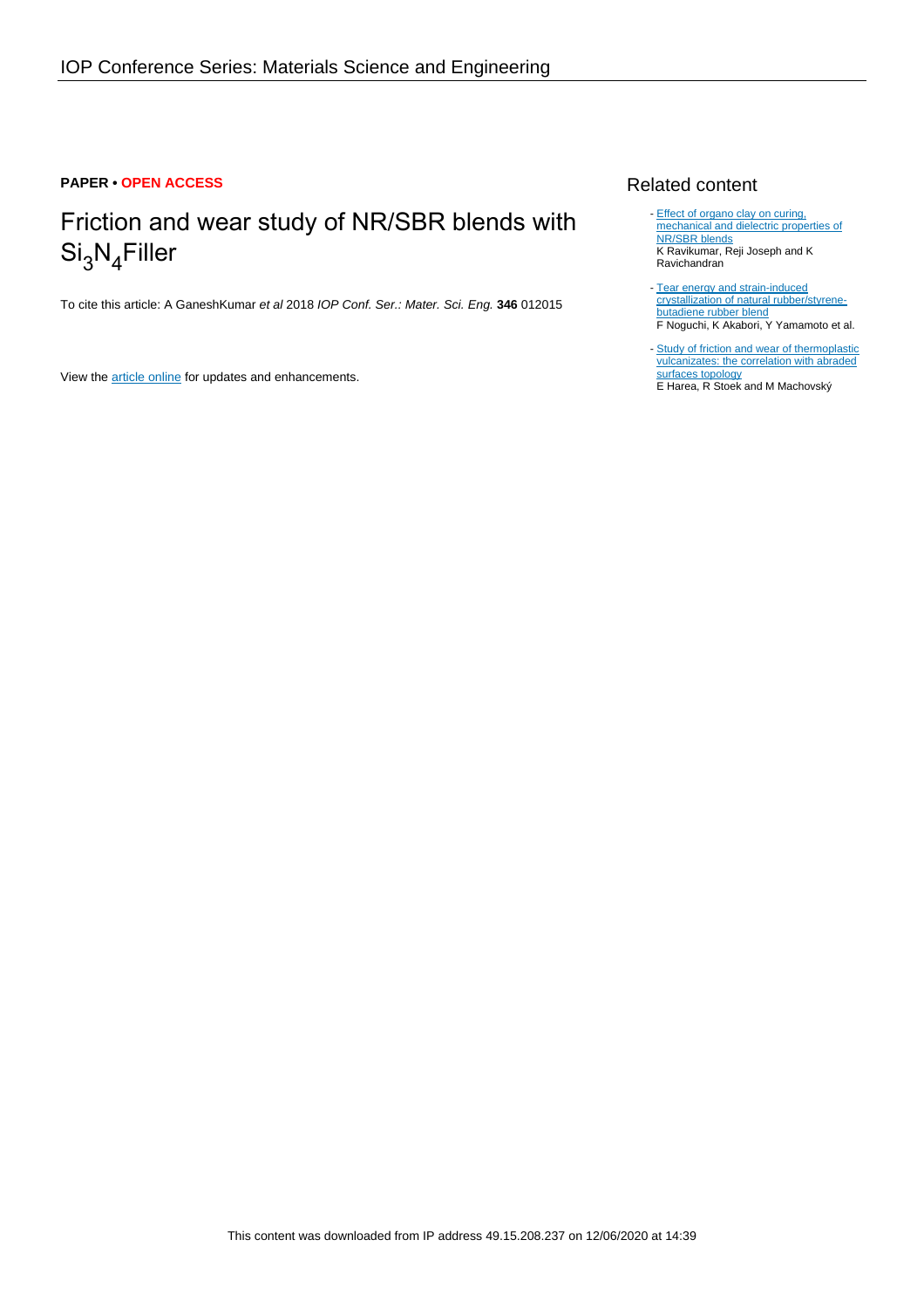**PAPER • OPEN ACCESS**

# Friction and wear study of NR/SBR blends with $Si_3N_4$Filler

To cite this article: A GaneshKumar *et al* 2018 *IOP Conf. Ser.: Mater. Sci. Eng.* **346** 012015

View the article online for updates and enhancements.

## Related content

- Effect of organo clay on curing, mechanical and dielectric properties of NR/SBR blends
  K Ravikumar, Reji Joseph and K Ravichandran

- Tear energy and strain-induced crystallization of natural rubber/styrene-butadiene rubber blend
  F Noguchi, K Akabori, Y Yamamoto et al.

- Study of friction and wear of thermoplastic vulcanizates: the correlation with abraded surfaces topology
  E Harea, R Stoek and M Machovský

This content was downloaded from IP address 49.15.208.237 on 12/06/2020 at 14:39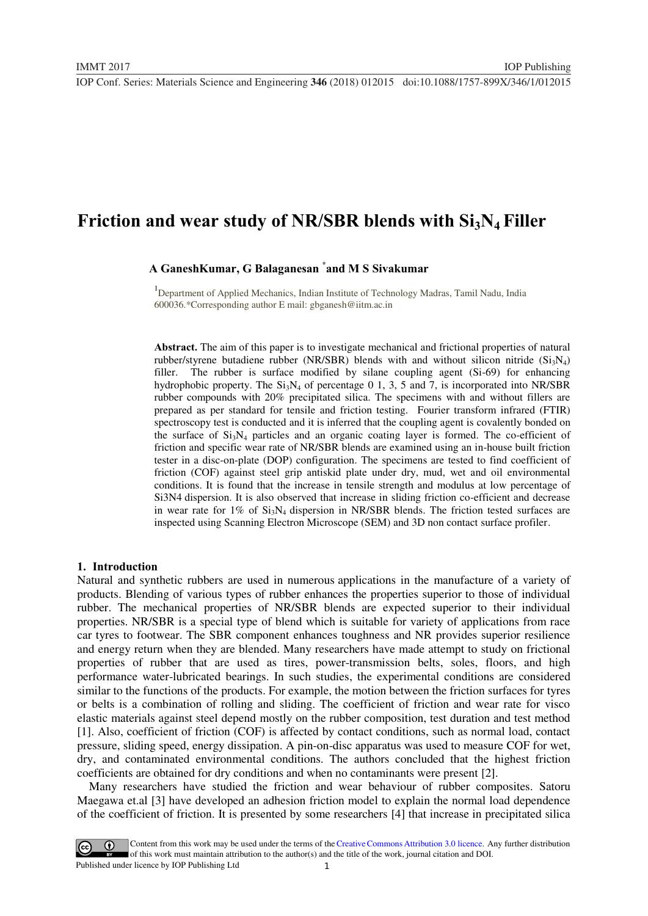# Friction and wear study of NR/SBR blends with $Si_3N_4$ Filler

**A GaneshKumar, G Balaganesan [*] and M S Sivakumar**

[1] Department of Applied Mechanics, Indian Institute of Technology Madras, Tamil Nadu, India 600036.*Corresponding author E mail: gbganesh@iitm.ac.in

**Abstract.** The aim of this paper is to investigate mechanical and frictional properties of natural rubber/styrene butadiene rubber (NR/SBR) blends with and without silicon nitride ($Si_3N_4$) filler. The rubber is surface modified by silane coupling agent (Si-69) for enhancing hydrophobic property. The $Si_3N_4$ of percentage 0 1, 3, 5 and 7, is incorporated into NR/SBR rubber compounds with 20% precipitated silica. The specimens with and without fillers are prepared as per standard for tensile and friction testing. Fourier transform infrared (FTIR) spectroscopy test is conducted and it is inferred that the coupling agent is covalently bonded on the surface of $Si_3N_4$ particles and an organic coating layer is formed. The co-efficient of friction and specific wear rate of NR/SBR blends are examined using an in-house built friction tester in a disc-on-plate (DOP) configuration. The specimens are tested to find coefficient of friction (COF) against steel grip antiskid plate under dry, mud, wet and oil environmental conditions. It is found that the increase in tensile strength and modulus at low percentage of Si3N4 dispersion. It is also observed that increase in sliding friction co-efficient and decrease in wear rate for 1% of $Si_3N_4$ dispersion in NR/SBR blends. The friction tested surfaces are inspected using Scanning Electron Microscope (SEM) and 3D non contact surface profiler.

## 1. Introduction

Natural and synthetic rubbers are used in numerous applications in the manufacture of a variety of products. Blending of various types of rubber enhances the properties superior to those of individual rubber. The mechanical properties of NR/SBR blends are expected superior to their individual properties. NR/SBR is a special type of blend which is suitable for variety of applications from race car tyres to footwear. The SBR component enhances toughness and NR provides superior resilience and energy return when they are blended. Many researchers have made attempt to study on frictional properties of rubber that are used as tires, power-transmission belts, soles, floors, and high performance water-lubricated bearings. In such studies, the experimental conditions are considered similar to the functions of the products. For example, the motion between the friction surfaces for tyres or belts is a combination of rolling and sliding. The coefficient of friction and wear rate for visco elastic materials against steel depend mostly on the rubber composition, test duration and test method [1]. Also, coefficient of friction (COF) is affected by contact conditions, such as normal load, contact pressure, sliding speed, energy dissipation. A pin-on-disc apparatus was used to measure COF for wet, dry, and contaminated environmental conditions. The authors concluded that the highest friction coefficients are obtained for dry conditions and when no contaminants were present [2].

Many researchers have studied the friction and wear behaviour of rubber composites. Satoru Maegawa et.al [3] have developed an adhesion friction model to explain the normal load dependence of the coefficient of friction. It is presented by some researchers [4] that increase in precipitated silica

Content from this work may be used under the terms of the Creative Commons Attribution 3.0 licence. Any further distribution of this work must maintain attribution to the author(s) and the title of the work, journal citation and DOI.
Published under licence by IOP Publishing Ltd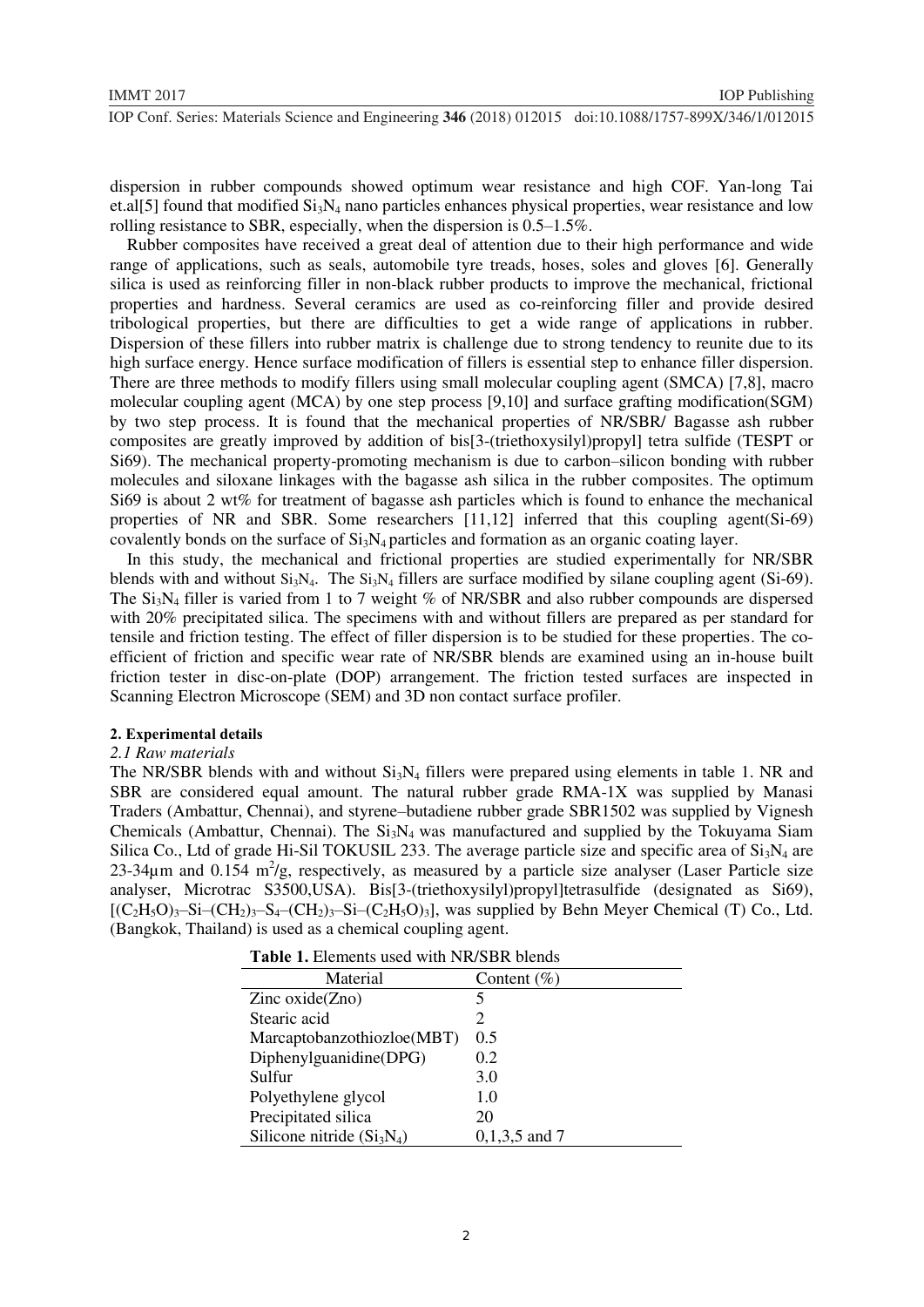dispersion in rubber compounds showed optimum wear resistance and high COF. Yan-long Tai et.al[5] found that modified $Si_3N_4$ nano particles enhances physical properties, wear resistance and low rolling resistance to SBR, especially, when the dispersion is 0.5–1.5%.

Rubber composites have received a great deal of attention due to their high performance and wide range of applications, such as seals, automobile tyre treads, hoses, soles and gloves [6]. Generally silica is used as reinforcing filler in non-black rubber products to improve the mechanical, frictional properties and hardness. Several ceramics are used as co-reinforcing filler and provide desired tribological properties, but there are difficulties to get a wide range of applications in rubber. Dispersion of these fillers into rubber matrix is challenge due to strong tendency to reunite due to its high surface energy. Hence surface modification of fillers is essential step to enhance filler dispersion. There are three methods to modify fillers using small molecular coupling agent (SMCA) [7,8], macro molecular coupling agent (MCA) by one step process [9,10] and surface grafting modification(SGM) by two step process. It is found that the mechanical properties of NR/SBR/ Bagasse ash rubber composites are greatly improved by addition of bis[3-(triethoxysilyl)propyl] tetra sulfide (TESPT or Si69). The mechanical property-promoting mechanism is due to carbon–silicon bonding with rubber molecules and siloxane linkages with the bagasse ash silica in the rubber composites. The optimum Si69 is about 2 wt% for treatment of bagasse ash particles which is found to enhance the mechanical properties of NR and SBR. Some researchers [11,12] inferred that this coupling agent(Si-69) covalently bonds on the surface of $Si_3N_4$ particles and formation as an organic coating layer.

In this study, the mechanical and frictional properties are studied experimentally for NR/SBR blends with and without $Si_3N_4$. The $Si_3N_4$ fillers are surface modified by silane coupling agent (Si-69). The $Si_3N_4$ filler is varied from 1 to 7 weight % of NR/SBR and also rubber compounds are dispersed with 20% precipitated silica. The specimens with and without fillers are prepared as per standard for tensile and friction testing. The effect of filler dispersion is to be studied for these properties. The co-efficient of friction and specific wear rate of NR/SBR blends are examined using an in-house built friction tester in disc-on-plate (DOP) arrangement. The friction tested surfaces are inspected in Scanning Electron Microscope (SEM) and 3D non contact surface profiler.

## 2. Experimental details

### *2.1 Raw materials*

The NR/SBR blends with and without $Si_3N_4$ fillers were prepared using elements in table 1. NR and SBR are considered equal amount. The natural rubber grade RMA-1X was supplied by Manasi Traders (Ambattur, Chennai), and styrene–butadiene rubber grade SBR1502 was supplied by Vignesh Chemicals (Ambattur, Chennai). The $Si_3N_4$ was manufactured and supplied by the Tokuyama Siam Silica Co., Ltd of grade Hi-Sil TOKUSIL 233. The average particle size and specific area of $Si_3N_4$ are 23-34µm and 0.154 $m^2/g$, respectively, as measured by a particle size analyser (Laser Particle size analyser, Microtrac S3500,USA). Bis[3-(triethoxysilyl)propyl]tetrasulfide (designated as Si69), $[(C_2H_5O)_3–Si–(CH_2)_3–S_4–(CH_2)_3–Si–(C_2H_5O)_3]$, was supplied by Behn Meyer Chemical (T) Co., Ltd. (Bangkok, Thailand) is used as a chemical coupling agent.

**Table 1.** Elements used with NR/SBR blends

| Material | Content (%) |
|---|---|
| Zinc oxide(Zno) | 5 |
| Stearic acid | 2 |
| Marcaptobanzothiozloe(MBT) | 0.5 |
| Diphenylguanidine(DPG) | 0.2 |
| Sulfur | 3.0 |
| Polyethylene glycol | 1.0 |
| Precipitated silica | 20 |
| Silicone nitride ($Si_3N_4$) | 0,1,3,5 and 7 |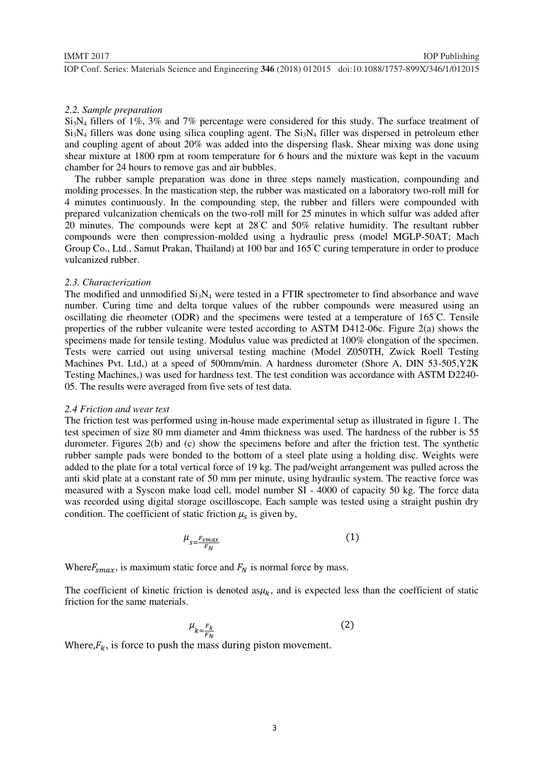### 2.2. Sample preparation

$Si_3N_4$ fillers of 1%, 3% and 7% percentage were considered for this study. The surface treatment of $Si_3N_4$ fillers was done using silica coupling agent. The $Si_3N_4$ filler was dispersed in petroleum ether and coupling agent of about 20% was added into the dispersing flask. Shear mixing was done using shear mixture at 1800 rpm at room temperature for 6 hours and the mixture was kept in the vacuum chamber for 24 hours to remove gas and air bubbles.

The rubber sample preparation was done in three steps namely mastication, compounding and molding processes. In the mastication step, the rubber was masticated on a laboratory two-roll mill for 4 minutes continuously. In the compounding step, the rubber and fillers were compounded with prepared vulcanization chemicals on the two-roll mill for 25 minutes in which sulfur was added after 20 minutes. The compounds were kept at 28°C and 50% relative humidity. The resultant rubber compounds were then compression-molded using a hydraulic press (model MGLP-50AT; Mach Group Co., Ltd., Samut Prakan, Thailand) at 100 bar and 165°C curing temperature in order to produce vulcanized rubber.

### 2.3. Characterization

The modified and unmodified $Si_3N_4$ were tested in a FTIR spectrometer to find absorbance and wave number. Curing time and delta torque values of the rubber compounds were measured using an oscillating die rheometer (ODR) and the specimens were tested at a temperature of 165°C. Tensile properties of the rubber vulcanite were tested according to ASTM D412-06c. Figure 2(a) shows the specimens made for tensile testing. Modulus value was predicted at 100% elongation of the specimen. Tests were carried out using universal testing machine (Model Z050TH, Zwick Roell Testing Machines Pvt. Ltd,) at a speed of 500mm/min. A hardness durometer (Shore A, DIN 53-505,Y2K Testing Machines,) was used for hardness test. The test condition was accordance with ASTM D2240-05. The results were averaged from five sets of test data.

### 2.4 Friction and wear test

The friction test was performed using in-house made experimental setup as illustrated in figure 1. The test specimen of size 80 mm diameter and 4mm thickness was used. The hardness of the rubber is 55 durometer. Figures 2(b) and (c) show the specimens before and after the friction test. The synthetic rubber sample pads were bonded to the bottom of a steel plate using a holding disc. Weights were added to the plate for a total vertical force of 19 kg. The pad/weight arrangement was pulled across the anti skid plate at a constant rate of 50 mm per minute, using hydraulic system. The reactive force was measured with a Syscon make load cell, model number SI - 4000 of capacity 50 kg. The force data was recorded using digital storage oscilloscope. Each sample was tested using a straight pushin dry condition. The coefficient of static friction $\mu_s$ is given by,

$$\mu_s = \frac{F_{smax}}{F_N} \tag{1}$$

Where $F_{smax}$, is maximum static force and $F_N$ is normal force by mass.

The coefficient of kinetic friction is denoted as $\mu_k$, and is expected less than the coefficient of static friction for the same materials.

$$\mu_k = \frac{F_k}{F_N} \tag{2}$$

Where, $F_k$, is force to push the mass during piston movement.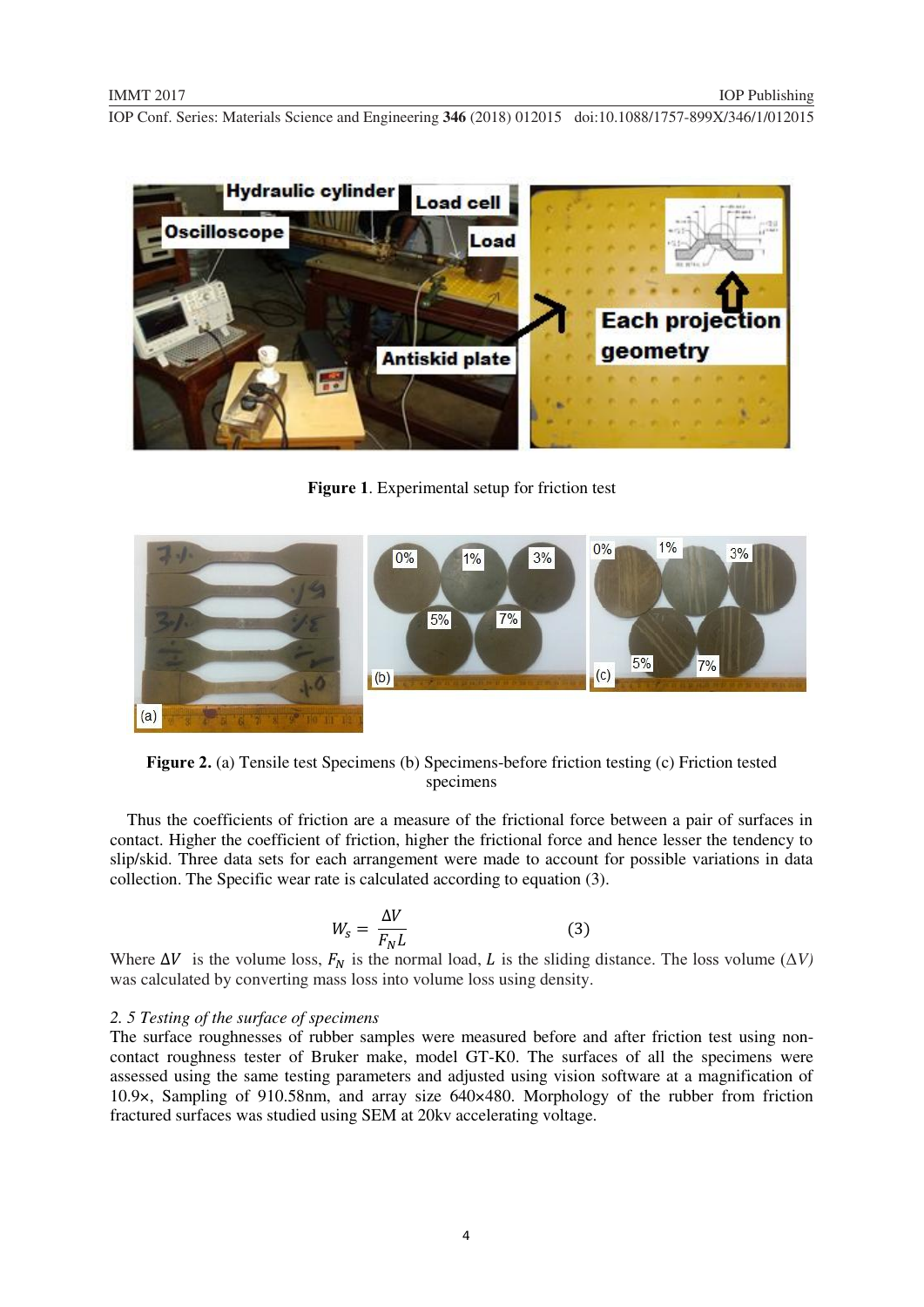**Figure 1**. Experimental setup for friction test

**Figure 2.** (a) Tensile test Specimens (b) Specimens-before friction testing (c) Friction tested specimens

Thus the coefficients of friction are a measure of the frictional force between a pair of surfaces in contact. Higher the coefficient of friction, higher the frictional force and hence lesser the tendency to slip/skid. Three data sets for each arrangement were made to account for possible variations in data collection. The Specific wear rate is calculated according to equation (3).

$$W_s = \frac{\Delta V}{F_N L} \tag{3}$$

Where $\Delta V$ is the volume loss, $F_N$ is the normal load, $L$ is the sliding distance. The loss volume ($\Delta V$) was calculated by converting mass loss into volume loss using density.

*2. 5 Testing of the surface of specimens*

The surface roughnesses of rubber samples were measured before and after friction test using non-contact roughness tester of Bruker make, model GT-K0. The surfaces of all the specimens were assessed using the same testing parameters and adjusted using vision software at a magnification of 10.9×, Sampling of 910.58nm, and array size 640×480. Morphology of the rubber from friction fractured surfaces was studied using SEM at 20kv accelerating voltage.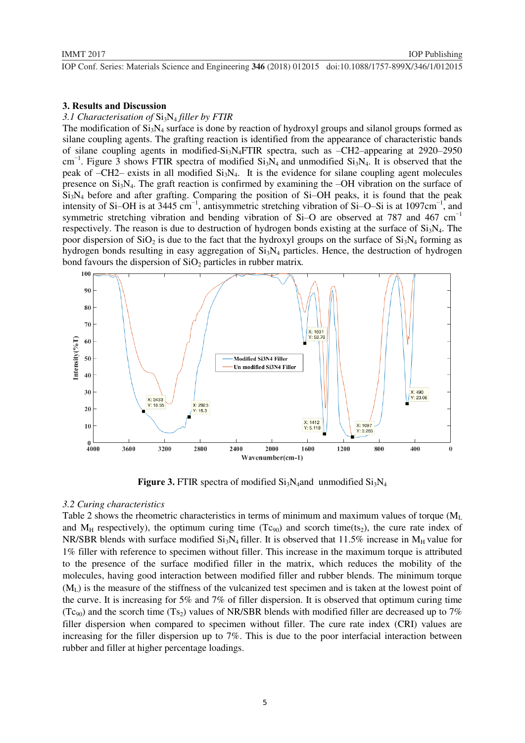## 3. Results and Discussion

### 3.1 Characterisation of $Si_3N_4$ filler by FTIR

The modification of $Si_3N_4$ surface is done by reaction of hydroxyl groups and silanol groups formed as silane coupling agents. The grafting reaction is identified from the appearance of characteristic bands of silane coupling agents in modified-$Si_3N_4$FTIR spectra, such as –CH2–appearing at 2920–2950 $cm^{-1}$. Figure 3 shows FTIR spectra of modified $Si_3N_4$ and unmodified $Si_3N_4$. It is observed that the peak of –CH2– exists in all modified $Si_3N_4$. It is the evidence for silane coupling agent molecules presence on $Si_3N_4$. The graft reaction is confirmed by examining the –OH vibration on the surface of $Si_3N_4$ before and after grafting. Comparing the position of Si–OH peaks, it is found that the peak intensity of Si–OH is at 3445 $cm^{-1}$, antisymmetric stretching vibration of Si–O–Si is at 1097$cm^{-1}$, and symmetric stretching vibration and bending vibration of Si–O are observed at 787 and 467 $cm^{-1}$ respectively. The reason is due to destruction of hydrogen bonds existing at the surface of $Si_3N_4$. The poor dispersion of $SiO_2$ is due to the fact that the hydroxyl groups on the surface of $Si_3N_4$ forming as hydrogen bonds resulting in easy aggregation of $Si_3N_4$ particles. Hence, the destruction of hydrogen bond favours the dispersion of $SiO_2$ particles in rubber matrix.

**Figure 3.** FTIR spectra of modified $Si_3N_4$and unmodified $Si_3N_4$

### 3.2 Curing characteristics

Table 2 shows the rheometric characteristics in terms of minimum and maximum values of torque ($M_L$ and $M_H$ respectively), the optimum curing time ($Tc_{90}$) and scorch time($ts_2$), the cure rate index of NR/SBR blends with surface modified $Si_3N_4$ filler. It is observed that 11.5% increase in $M_H$ value for 1% filler with reference to specimen without filler. This increase in the maximum torque is attributed to the presence of the surface modified filler in the matrix, which reduces the mobility of the molecules, having good interaction between modified filler and rubber blends. The minimum torque ($M_L$) is the measure of the stiffness of the vulcanized test specimen and is taken at the lowest point of the curve. It is increasing for 5% and 7% of filler dispersion. It is observed that optimum curing time ($Tc_{90}$) and the scorch time ($Ts_2$) values of NR/SBR blends with modified filler are decreased up to 7% filler dispersion when compared to specimen without filler. The cure rate index (CRI) values are increasing for the filler dispersion up to 7%. This is due to the poor interfacial interaction between rubber and filler at higher percentage loadings.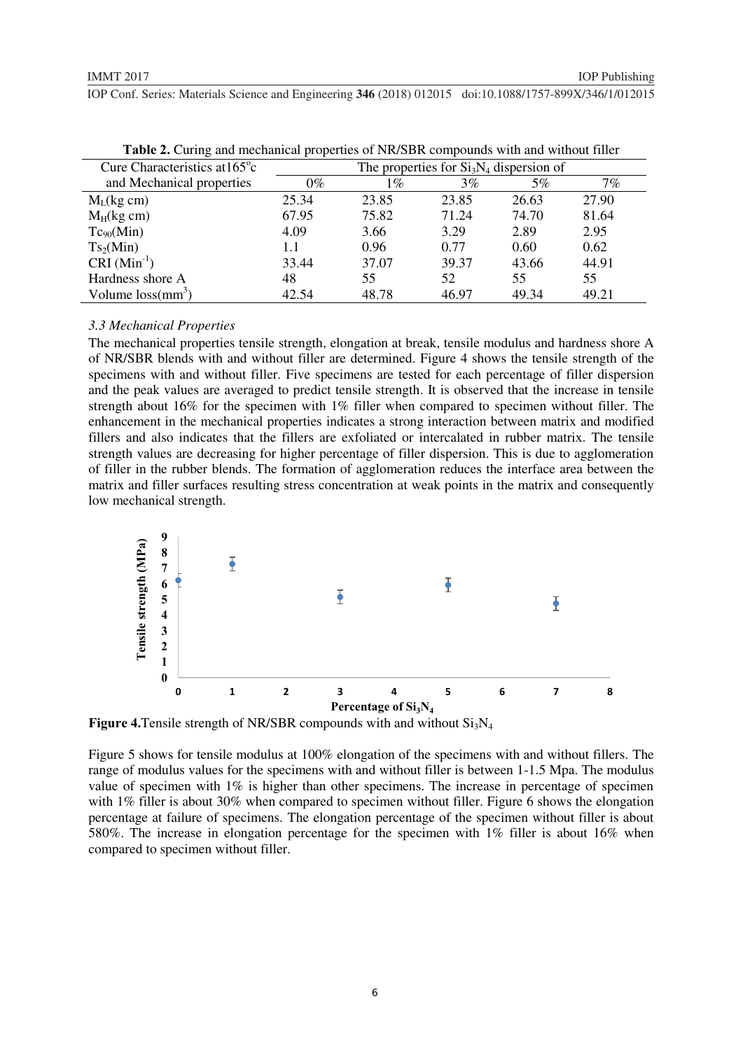**Table 2.** Curing and mechanical properties of NR/SBR compounds with and without filler

| Cure Characteristics at165°c and Mechanical properties | The properties for $Si_3N_4$ dispersion of | | | | |
|---|---|---|---|---|---|
| | 0% | 1% | 3% | 5% | 7% |
| $M_L$(kg cm) | 25.34 | 23.85 | 23.85 | 26.63 | 27.90 |
| $M_H$(kg cm) | 67.95 | 75.82 | 71.24 | 74.70 | 81.64 |
| $Tc_{90}$(Min) | 4.09 | 3.66 | 3.29 | 2.89 | 2.95 |
| $Ts_2$(Min) | 1.1 | 0.96 | 0.77 | 0.60 | 0.62 |
| CRI ($Min^{-1}$) | 33.44 | 37.07 | 39.37 | 43.66 | 44.91 |
| Hardness shore A | 48 | 55 | 52 | 55 | 55 |
| Volume loss($mm^3$) | 42.54 | 48.78 | 46.97 | 49.34 | 49.21 |

### *3.3 Mechanical Properties*

The mechanical properties tensile strength, elongation at break, tensile modulus and hardness shore A of NR/SBR blends with and without filler are determined. Figure 4 shows the tensile strength of the specimens with and without filler. Five specimens are tested for each percentage of filler dispersion and the peak values are averaged to predict tensile strength. It is observed that the increase in tensile strength about 16% for the specimen with 1% filler when compared to specimen without filler. The enhancement in the mechanical properties indicates a strong interaction between matrix and modified fillers and also indicates that the fillers are exfoliated or intercalated in rubber matrix. The tensile strength values are decreasing for higher percentage of filler dispersion. This is due to agglomeration of filler in the rubber blends. The formation of agglomeration reduces the interface area between the matrix and filler surfaces resulting stress concentration at weak points in the matrix and consequently low mechanical strength.

**Figure 4.**Tensile strength of NR/SBR compounds with and without $Si_3N_4$

Figure 5 shows for tensile modulus at 100% elongation of the specimens with and without fillers. The range of modulus values for the specimens with and without filler is between 1-1.5 Mpa. The modulus value of specimen with 1% is higher than other specimens. The increase in percentage of specimen with 1% filler is about 30% when compared to specimen without filler. Figure 6 shows the elongation percentage at failure of specimens. The elongation percentage of the specimen without filler is about 580%. The increase in elongation percentage for the specimen with 1% filler is about 16% when compared to specimen without filler.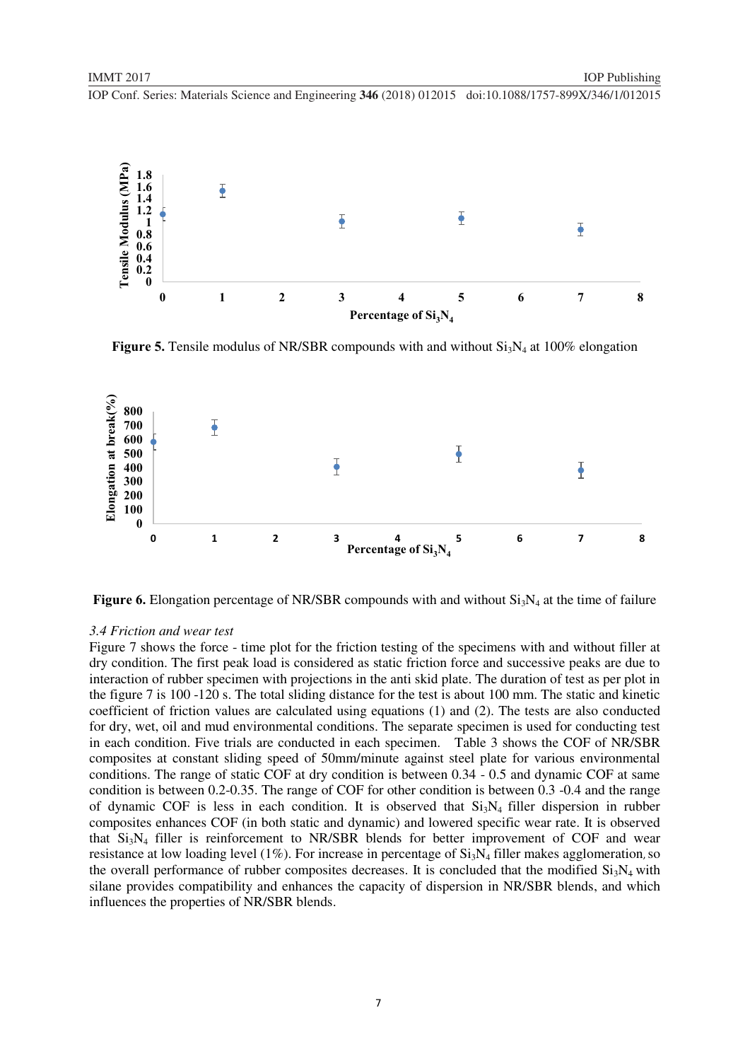**Figure 5.** Tensile modulus of NR/SBR compounds with and without $Si_3N_4$ at 100% elongation

**Figure 6.** Elongation percentage of NR/SBR compounds with and without $Si_3N_4$ at the time of failure

*3.4 Friction and wear test*

Figure 7 shows the force - time plot for the friction testing of the specimens with and without filler at dry condition. The first peak load is considered as static friction force and successive peaks are due to interaction of rubber specimen with projections in the anti skid plate. The duration of test as per plot in the figure 7 is 100 -120 s. The total sliding distance for the test is about 100 mm. The static and kinetic coefficient of friction values are calculated using equations (1) and (2). The tests are also conducted for dry, wet, oil and mud environmental conditions. The separate specimen is used for conducting test in each condition. Five trials are conducted in each specimen. Table 3 shows the COF of NR/SBR composites at constant sliding speed of 50mm/minute against steel plate for various environmental conditions. The range of static COF at dry condition is between 0.34 - 0.5 and dynamic COF at same condition is between 0.2-0.35. The range of COF for other condition is between 0.3 -0.4 and the range of dynamic COF is less in each condition. It is observed that $Si_3N_4$ filler dispersion in rubber composites enhances COF (in both static and dynamic) and lowered specific wear rate. It is observed that $Si_3N_4$ filler is reinforcement to NR/SBR blends for better improvement of COF and wear resistance at low loading level (1%). For increase in percentage of $Si_3N_4$ filler makes agglomeration, so the overall performance of rubber composites decreases. It is concluded that the modified $Si_3N_4$ with silane provides compatibility and enhances the capacity of dispersion in NR/SBR blends, and which influences the properties of NR/SBR blends.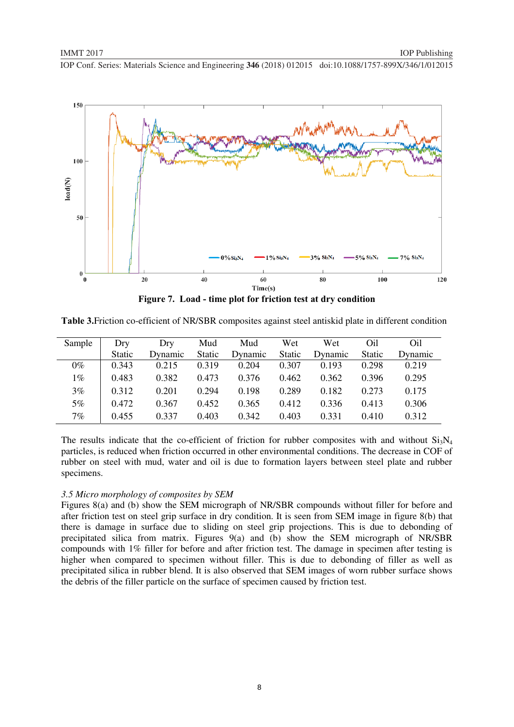**Figure 7.** Load - time plot for friction test at dry condition

**Table 3.** Friction co-efficient of NR/SBR composites against steel antiskid plate in different condition

| Sample | Dry Static | Dry Dynamic | Mud Static | Mud Dynamic | Wet Static | Wet Dynamic | Oil Static | Oil Dynamic |
|---|---|---|---|---|---|---|---|---|
| 0% | 0.343 | 0.215 | 0.319 | 0.204 | 0.307 | 0.193 | 0.298 | 0.219 |
| 1% | 0.483 | 0.382 | 0.473 | 0.376 | 0.462 | 0.362 | 0.396 | 0.295 |
| 3% | 0.312 | 0.201 | 0.294 | 0.198 | 0.289 | 0.182 | 0.273 | 0.175 |
| 5% | 0.472 | 0.367 | 0.452 | 0.365 | 0.412 | 0.336 | 0.413 | 0.306 |
| 7% | 0.455 | 0.337 | 0.403 | 0.342 | 0.403 | 0.331 | 0.410 | 0.312 |

The results indicate that the co-efficient of friction for rubber composites with and without $Si_3N_4$ particles, is reduced when friction occurred in other environmental conditions. The decrease in COF of rubber on steel with mud, water and oil is due to formation layers between steel plate and rubber specimens.

### *3.5 Micro morphology of composites by SEM*

Figures 8(a) and (b) show the SEM micrograph of NR/SBR compounds without filler for before and after friction test on steel grip surface in dry condition. It is seen from SEM image in figure 8(b) that there is damage in surface due to sliding on steel grip projections. This is due to debonding of precipitated silica from matrix. Figures 9(a) and (b) show the SEM micrograph of NR/SBR compounds with 1% filler for before and after friction test. The damage in specimen after testing is higher when compared to specimen without filler. This is due to debonding of filler as well as precipitated silica in rubber blend. It is also observed that SEM images of worn rubber surface shows the debris of the filler particle on the surface of specimen caused by friction test.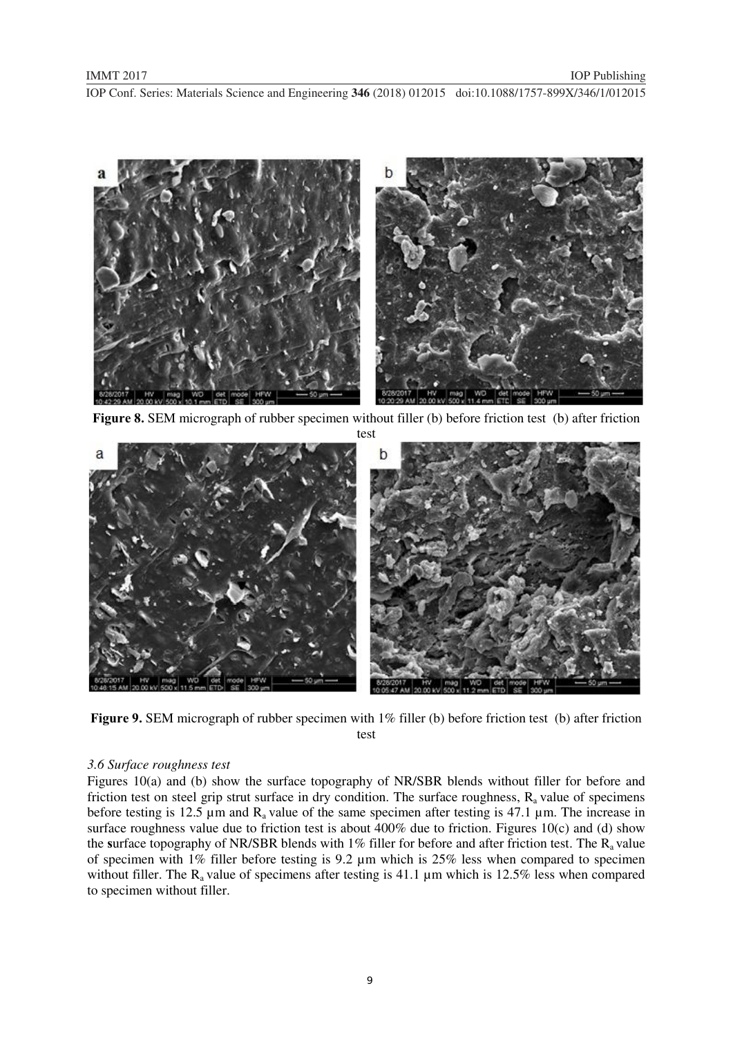**Figure 8.** SEM micrograph of rubber specimen without filler (b) before friction test (b) after friction test

**Figure 9.** SEM micrograph of rubber specimen with 1% filler (b) before friction test (b) after friction test

### *3.6 Surface roughness test*

Figures 10(a) and (b) show the surface topography of NR/SBR blends without filler for before and friction test on steel grip strut surface in dry condition. The surface roughness, $R_a$ value of specimens before testing is 12.5 µm and $R_a$ value of the same specimen after testing is 47.1 µm. The increase in surface roughness value due to friction test is about 400% due to friction. Figures 10(c) and (d) show the **s**urface topography of NR/SBR blends with 1% filler for before and after friction test. The $R_a$ value of specimen with 1% filler before testing is 9.2 µm which is 25% less when compared to specimen without filler. The $R_a$ value of specimens after testing is 41.1 µm which is 12.5% less when compared to specimen without filler.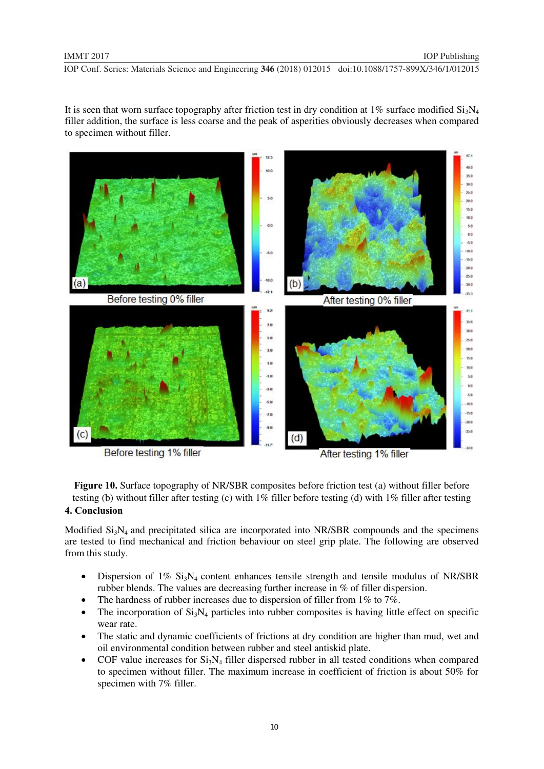It is seen that worn surface topography after friction test in dry condition at 1% surface modified $Si_3N_4$ filler addition, the surface is less coarse and the peak of asperities obviously decreases when compared to specimen without filler.

**Figure 10.** Surface topography of NR/SBR composites before friction test (a) without filler before testing (b) without filler after testing (c) with 1% filler before testing (d) with 1% filler after testing

## 4. Conclusion

Modified $Si_3N_4$ and precipitated silica are incorporated into NR/SBR compounds and the specimens are tested to find mechanical and friction behaviour on steel grip plate. The following are observed from this study.

- Dispersion of 1% $Si_3N_4$ content enhances tensile strength and tensile modulus of NR/SBR rubber blends. The values are decreasing further increase in % of filler dispersion.
- The hardness of rubber increases due to dispersion of filler from 1% to 7%.
- The incorporation of $Si_3N_4$ particles into rubber composites is having little effect on specific wear rate.
- The static and dynamic coefficients of frictions at dry condition are higher than mud, wet and oil environmental condition between rubber and steel antiskid plate.
- COF value increases for $Si_3N_4$ filler dispersed rubber in all tested conditions when compared to specimen without filler. The maximum increase in coefficient of friction is about 50% for specimen with 7% filler.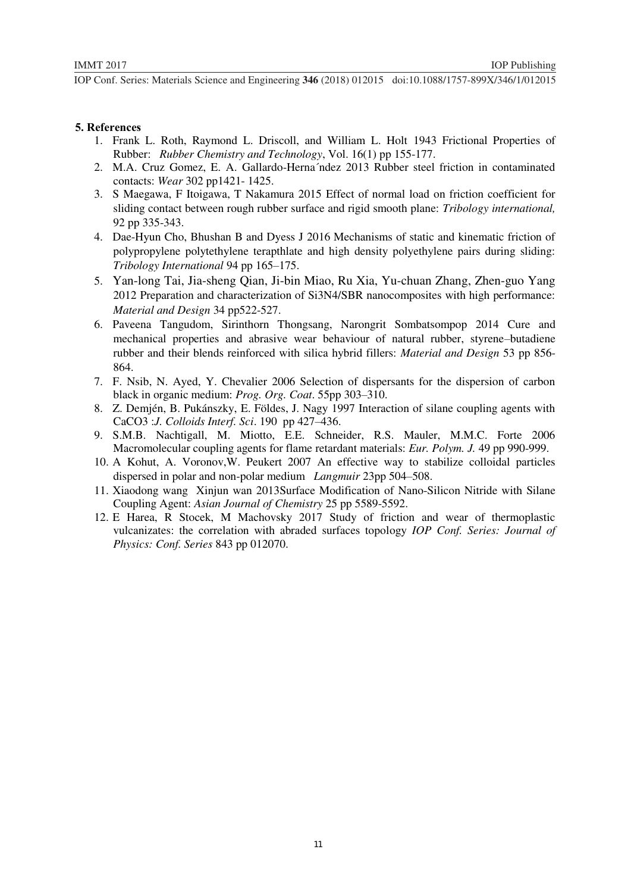## 5. References

1. Frank L. Roth, Raymond L. Driscoll, and William L. Holt 1943 Frictional Properties of Rubber: *Rubber Chemistry and Technology*, Vol. 16(1) pp 155-177.
2. M.A. Cruz Gomez, E. A. Gallardo-Herna´ndez 2013 Rubber steel friction in contaminated contacts: *Wear* 302 pp1421- 1425.
3. S Maegawa, F Itoigawa, T Nakamura 2015 Effect of normal load on friction coefficient for sliding contact between rough rubber surface and rigid smooth plane: *Tribology international,* 92 pp 335-343.
4. Dae-Hyun Cho, Bhushan B and Dyess J 2016 Mechanisms of static and kinematic friction of polypropylene polytethylene terapthlate and high density polyethylene pairs during sliding: *Tribology International* 94 pp 165–175.
5. Yan-long Tai, Jia-sheng Qian, Ji-bin Miao, Ru Xia, Yu-chuan Zhang, Zhen-guo Yang 2012 Preparation and characterization of $Si_3N_4$/SBR nanocomposites with high performance: *Material and Design* 34 pp522-527.
6. Paveena Tangudom, Sirinthorn Thongsang, Narongrit Sombatsompop 2014 Cure and mechanical properties and abrasive wear behaviour of natural rubber, styrene–butadiene rubber and their blends reinforced with silica hybrid fillers: *Material and Design* 53 pp 856-864.
7. F. Nsib, N. Ayed, Y. Chevalier 2006 Selection of dispersants for the dispersion of carbon black in organic medium: *Prog. Org. Coat*. 55pp 303–310.
8. Z. Demjén, B. Pukánszky, E. Földes, J. Nagy 1997 Interaction of silane coupling agents with $CaCO_3$ :*J. Colloids Interf. Sci*. 190 pp 427–436.
9. S.M.B. Nachtigall, M. Miotto, E.E. Schneider, R.S. Mauler, M.M.C. Forte 2006 Macromolecular coupling agents for flame retardant materials: *Eur. Polym. J.* 49 pp 990-999.
10. A Kohut, A. Voronov,W. Peukert 2007 An effective way to stabilize colloidal particles dispersed in polar and non-polar medium *Langmuir* 23pp 504–508.
11. Xiaodong wang Xinjun wan 2013Surface Modification of Nano-Silicon Nitride with Silane Coupling Agent: *Asian Journal of Chemistry* 25 pp 5589-5592.
12. E Harea, R Stocek, M Machovsky 2017 Study of friction and wear of thermoplastic vulcanizates: the correlation with abraded surfaces topology *IOP Conf. Series: Journal of Physics: Conf. Series* 843 pp 012070.